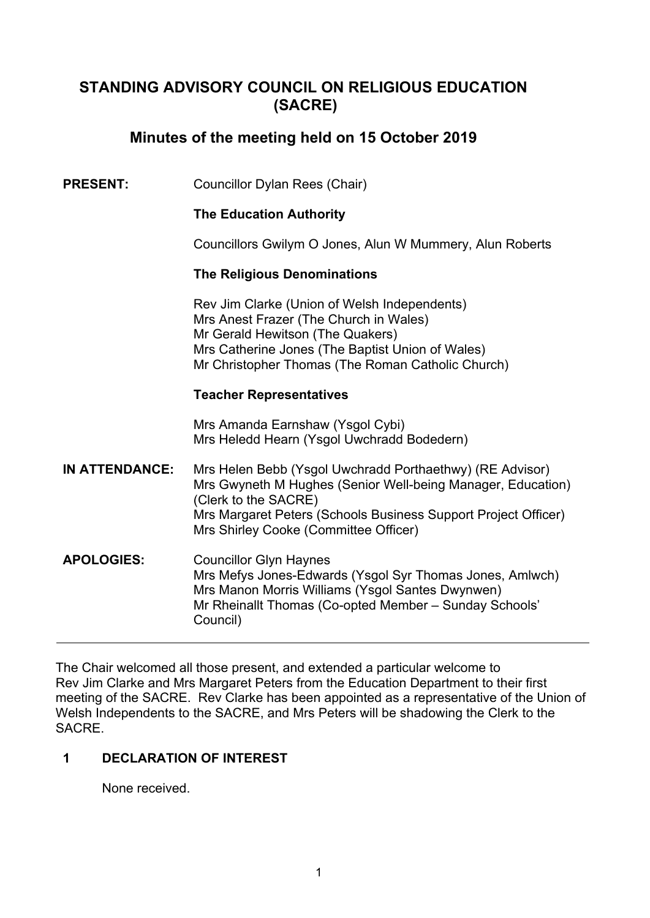# STANDING ADVISORY COUNCIL ON RELIGIOUS EDUCATION (SACRE)

## Minutes of the meeting held on 15 October 2019

**PRESENT:** Councillor Dylan Rees (Chair)

**The Education Authority**

Councillors Gwilym O Jones, Alun W Mummery, Alun Roberts

**The Religious Denominations**

Rev Jim Clarke (Union of Welsh Independents)
Mrs Anest Frazer (The Church in Wales)
Mr Gerald Hewitson (The Quakers)
Mrs Catherine Jones (The Baptist Union of Wales)
Mr Christopher Thomas (The Roman Catholic Church)

**Teacher Representatives**

Mrs Amanda Earnshaw (Ysgol Cybi)
Mrs Heledd Hearn (Ysgol Uwchradd Bodedern)

**IN ATTENDANCE:** Mrs Helen Bebb (Ysgol Uwchradd Porthaethwy) (RE Advisor)
Mrs Gwyneth M Hughes (Senior Well-being Manager, Education) (Clerk to the SACRE)
Mrs Margaret Peters (Schools Business Support Project Officer)
Mrs Shirley Cooke (Committee Officer)

**APOLOGIES:** Councillor Glyn Haynes
Mrs Mefys Jones-Edwards (Ysgol Syr Thomas Jones, Amlwch)
Mrs Manon Morris Williams (Ysgol Santes Dwynwen)
Mr Rheinallt Thomas (Co-opted Member – Sunday Schools' Council)

---

The Chair welcomed all those present, and extended a particular welcome to Rev Jim Clarke and Mrs Margaret Peters from the Education Department to their first meeting of the SACRE. Rev Clarke has been appointed as a representative of the Union of Welsh Independents to the SACRE, and Mrs Peters will be shadowing the Clerk to the SACRE.

### 1 DECLARATION OF INTEREST

None received.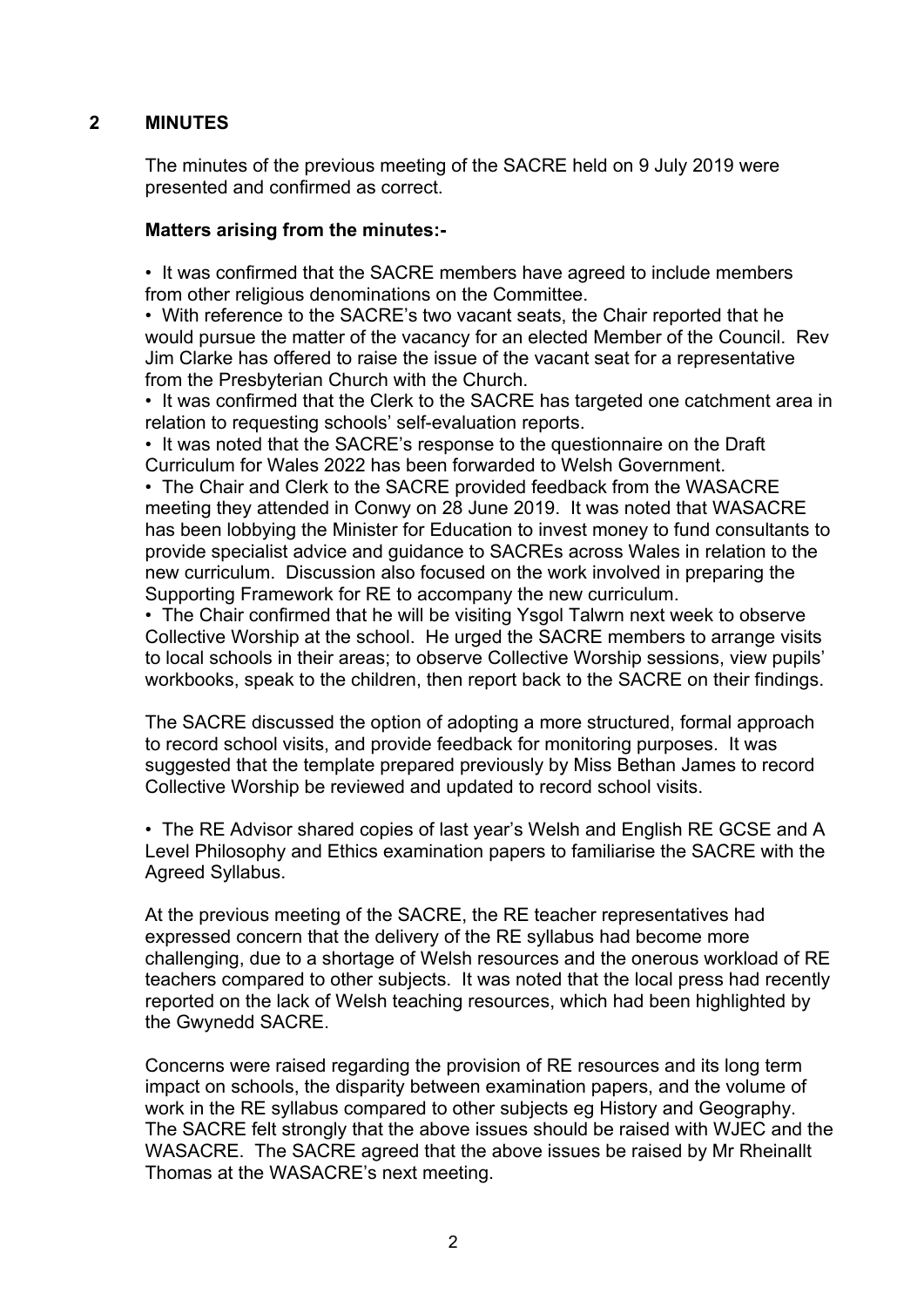## 2 MINUTES

The minutes of the previous meeting of the SACRE held on 9 July 2019 were presented and confirmed as correct.

**Matters arising from the minutes:-**

- It was confirmed that the SACRE members have agreed to include members from other religious denominations on the Committee.
- With reference to the SACRE's two vacant seats, the Chair reported that he would pursue the matter of the vacancy for an elected Member of the Council. Rev Jim Clarke has offered to raise the issue of the vacant seat for a representative from the Presbyterian Church with the Church.
- It was confirmed that the Clerk to the SACRE has targeted one catchment area in relation to requesting schools' self-evaluation reports.
- It was noted that the SACRE's response to the questionnaire on the Draft Curriculum for Wales 2022 has been forwarded to Welsh Government.
- The Chair and Clerk to the SACRE provided feedback from the WASACRE meeting they attended in Conwy on 28 June 2019. It was noted that WASACRE has been lobbying the Minister for Education to invest money to fund consultants to provide specialist advice and guidance to SACREs across Wales in relation to the new curriculum. Discussion also focused on the work involved in preparing the Supporting Framework for RE to accompany the new curriculum.
- The Chair confirmed that he will be visiting Ysgol Talwrn next week to observe Collective Worship at the school. He urged the SACRE members to arrange visits to local schools in their areas; to observe Collective Worship sessions, view pupils' workbooks, speak to the children, then report back to the SACRE on their findings.

The SACRE discussed the option of adopting a more structured, formal approach to record school visits, and provide feedback for monitoring purposes. It was suggested that the template prepared previously by Miss Bethan James to record Collective Worship be reviewed and updated to record school visits.

- The RE Advisor shared copies of last year's Welsh and English RE GCSE and A Level Philosophy and Ethics examination papers to familiarise the SACRE with the Agreed Syllabus.

At the previous meeting of the SACRE, the RE teacher representatives had expressed concern that the delivery of the RE syllabus had become more challenging, due to a shortage of Welsh resources and the onerous workload of RE teachers compared to other subjects. It was noted that the local press had recently reported on the lack of Welsh teaching resources, which had been highlighted by the Gwynedd SACRE.

Concerns were raised regarding the provision of RE resources and its long term impact on schools, the disparity between examination papers, and the volume of work in the RE syllabus compared to other subjects eg History and Geography. The SACRE felt strongly that the above issues should be raised with WJEC and the WASACRE. The SACRE agreed that the above issues be raised by Mr Rheinallt Thomas at the WASACRE's next meeting.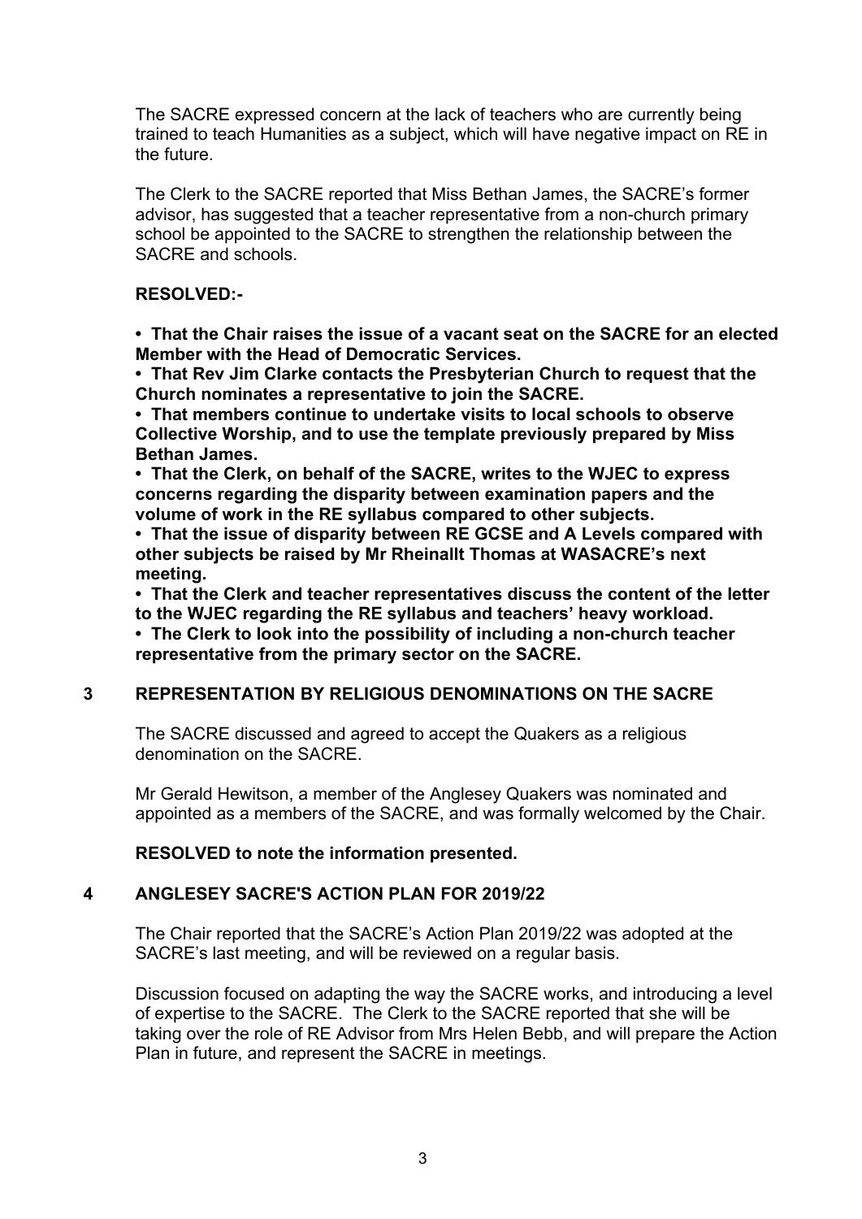The SACRE expressed concern at the lack of teachers who are currently being trained to teach Humanities as a subject, which will have negative impact on RE in the future.

The Clerk to the SACRE reported that Miss Bethan James, the SACRE's former advisor, has suggested that a teacher representative from a non-church primary school be appointed to the SACRE to strengthen the relationship between the SACRE and schools.

**RESOLVED:-**

**• That the Chair raises the issue of a vacant seat on the SACRE for an elected Member with the Head of Democratic Services.**
**• That Rev Jim Clarke contacts the Presbyterian Church to request that the Church nominates a representative to join the SACRE.**
**• That members continue to undertake visits to local schools to observe Collective Worship, and to use the template previously prepared by Miss Bethan James.**
**• That the Clerk, on behalf of the SACRE, writes to the WJEC to express concerns regarding the disparity between examination papers and the volume of work in the RE syllabus compared to other subjects.**
**• That the issue of disparity between RE GCSE and A Levels compared with other subjects be raised by Mr Rheinallt Thomas at WASACRE's next meeting.**
**• That the Clerk and teacher representatives discuss the content of the letter to the WJEC regarding the RE syllabus and teachers' heavy workload.**
**• The Clerk to look into the possibility of including a non-church teacher representative from the primary sector on the SACRE.**

## 3 REPRESENTATION BY RELIGIOUS DENOMINATIONS ON THE SACRE

The SACRE discussed and agreed to accept the Quakers as a religious denomination on the SACRE.

Mr Gerald Hewitson, a member of the Anglesey Quakers was nominated and appointed as a members of the SACRE, and was formally welcomed by the Chair.

**RESOLVED to note the information presented.**

## 4 ANGLESEY SACRE'S ACTION PLAN FOR 2019/22

The Chair reported that the SACRE's Action Plan 2019/22 was adopted at the SACRE's last meeting, and will be reviewed on a regular basis.

Discussion focused on adapting the way the SACRE works, and introducing a level of expertise to the SACRE. The Clerk to the SACRE reported that she will be taking over the role of RE Advisor from Mrs Helen Bebb, and will prepare the Action Plan in future, and represent the SACRE in meetings.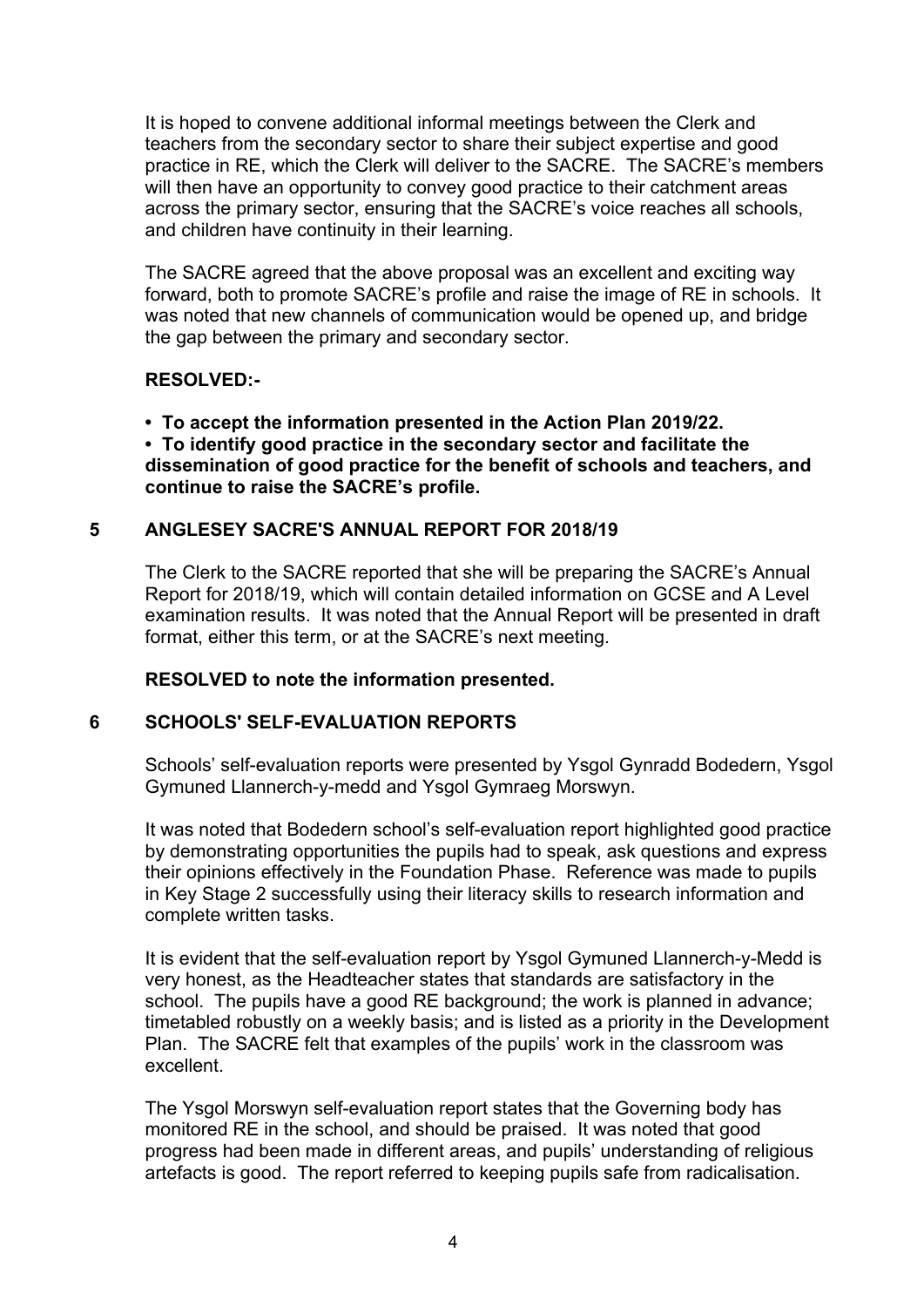It is hoped to convene additional informal meetings between the Clerk and teachers from the secondary sector to share their subject expertise and good practice in RE, which the Clerk will deliver to the SACRE. The SACRE's members will then have an opportunity to convey good practice to their catchment areas across the primary sector, ensuring that the SACRE's voice reaches all schools, and children have continuity in their learning.

The SACRE agreed that the above proposal was an excellent and exciting way forward, both to promote SACRE's profile and raise the image of RE in schools. It was noted that new channels of communication would be opened up, and bridge the gap between the primary and secondary sector.

**RESOLVED:-**

- **To accept the information presented in the Action Plan 2019/22.**
- **To identify good practice in the secondary sector and facilitate the dissemination of good practice for the benefit of schools and teachers, and continue to raise the SACRE's profile.**

## 5 ANGLESEY SACRE'S ANNUAL REPORT FOR 2018/19

The Clerk to the SACRE reported that she will be preparing the SACRE's Annual Report for 2018/19, which will contain detailed information on GCSE and A Level examination results. It was noted that the Annual Report will be presented in draft format, either this term, or at the SACRE's next meeting.

**RESOLVED to note the information presented.**

## 6 SCHOOLS' SELF-EVALUATION REPORTS

Schools' self-evaluation reports were presented by Ysgol Gynradd Bodedern, Ysgol Gymuned Llannerch-y-medd and Ysgol Gymraeg Morswyn.

It was noted that Bodedern school's self-evaluation report highlighted good practice by demonstrating opportunities the pupils had to speak, ask questions and express their opinions effectively in the Foundation Phase. Reference was made to pupils in Key Stage 2 successfully using their literacy skills to research information and complete written tasks.

It is evident that the self-evaluation report by Ysgol Gymuned Llannerch-y-Medd is very honest, as the Headteacher states that standards are satisfactory in the school. The pupils have a good RE background; the work is planned in advance; timetabled robustly on a weekly basis; and is listed as a priority in the Development Plan. The SACRE felt that examples of the pupils' work in the classroom was excellent.

The Ysgol Morswyn self-evaluation report states that the Governing body has monitored RE in the school, and should be praised. It was noted that good progress had been made in different areas, and pupils' understanding of religious artefacts is good. The report referred to keeping pupils safe from radicalisation.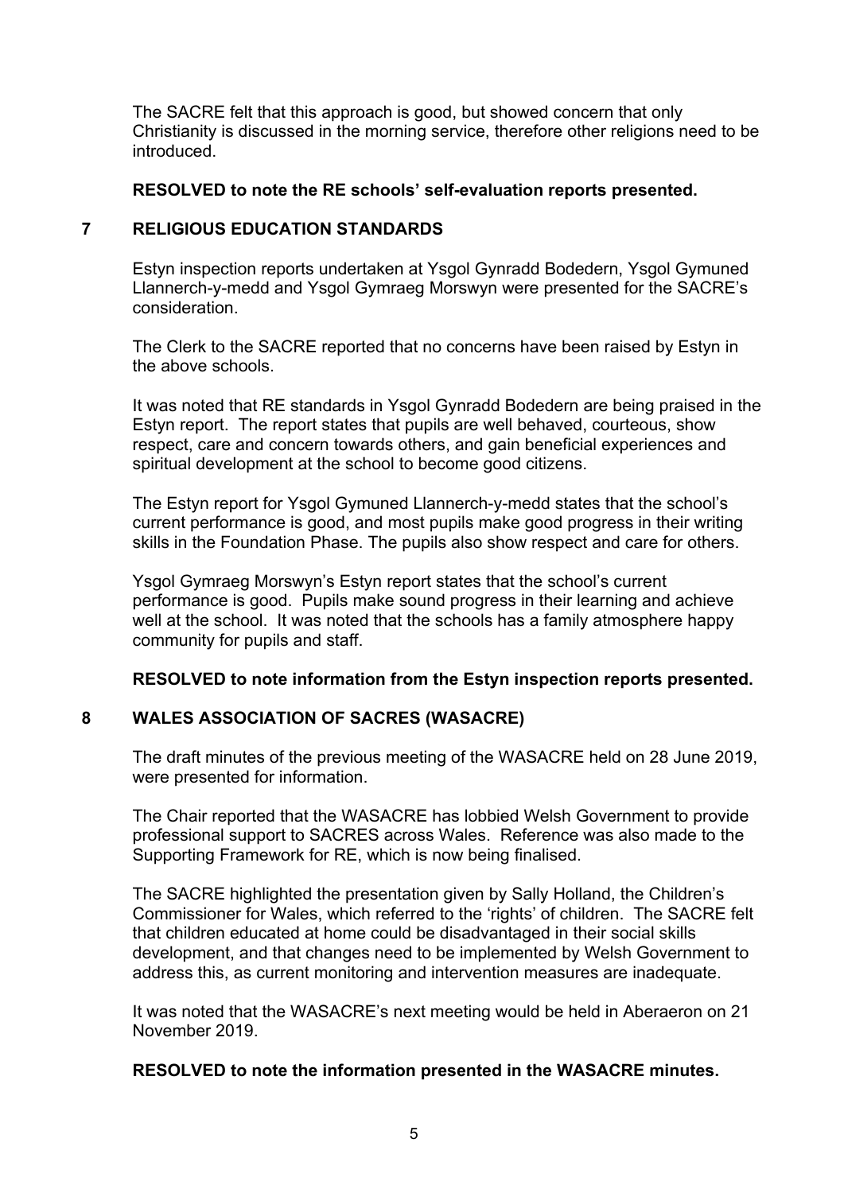The SACRE felt that this approach is good, but showed concern that only Christianity is discussed in the morning service, therefore other religions need to be introduced.

**RESOLVED to note the RE schools' self-evaluation reports presented.**

## 7 RELIGIOUS EDUCATION STANDARDS

Estyn inspection reports undertaken at Ysgol Gynradd Bodedern, Ysgol Gymuned Llannerch-y-medd and Ysgol Gymraeg Morswyn were presented for the SACRE's consideration.

The Clerk to the SACRE reported that no concerns have been raised by Estyn in the above schools.

It was noted that RE standards in Ysgol Gynradd Bodedern are being praised in the Estyn report. The report states that pupils are well behaved, courteous, show respect, care and concern towards others, and gain beneficial experiences and spiritual development at the school to become good citizens.

The Estyn report for Ysgol Gymuned Llannerch-y-medd states that the school's current performance is good, and most pupils make good progress in their writing skills in the Foundation Phase. The pupils also show respect and care for others.

Ysgol Gymraeg Morswyn's Estyn report states that the school's current performance is good. Pupils make sound progress in their learning and achieve well at the school. It was noted that the schools has a family atmosphere happy community for pupils and staff.

**RESOLVED to note information from the Estyn inspection reports presented.**

## 8 WALES ASSOCIATION OF SACRES (WASACRE)

The draft minutes of the previous meeting of the WASACRE held on 28 June 2019, were presented for information.

The Chair reported that the WASACRE has lobbied Welsh Government to provide professional support to SACRES across Wales. Reference was also made to the Supporting Framework for RE, which is now being finalised.

The SACRE highlighted the presentation given by Sally Holland, the Children's Commissioner for Wales, which referred to the 'rights' of children. The SACRE felt that children educated at home could be disadvantaged in their social skills development, and that changes need to be implemented by Welsh Government to address this, as current monitoring and intervention measures are inadequate.

It was noted that the WASACRE's next meeting would be held in Aberaeron on 21 November 2019.

**RESOLVED to note the information presented in the WASACRE minutes.**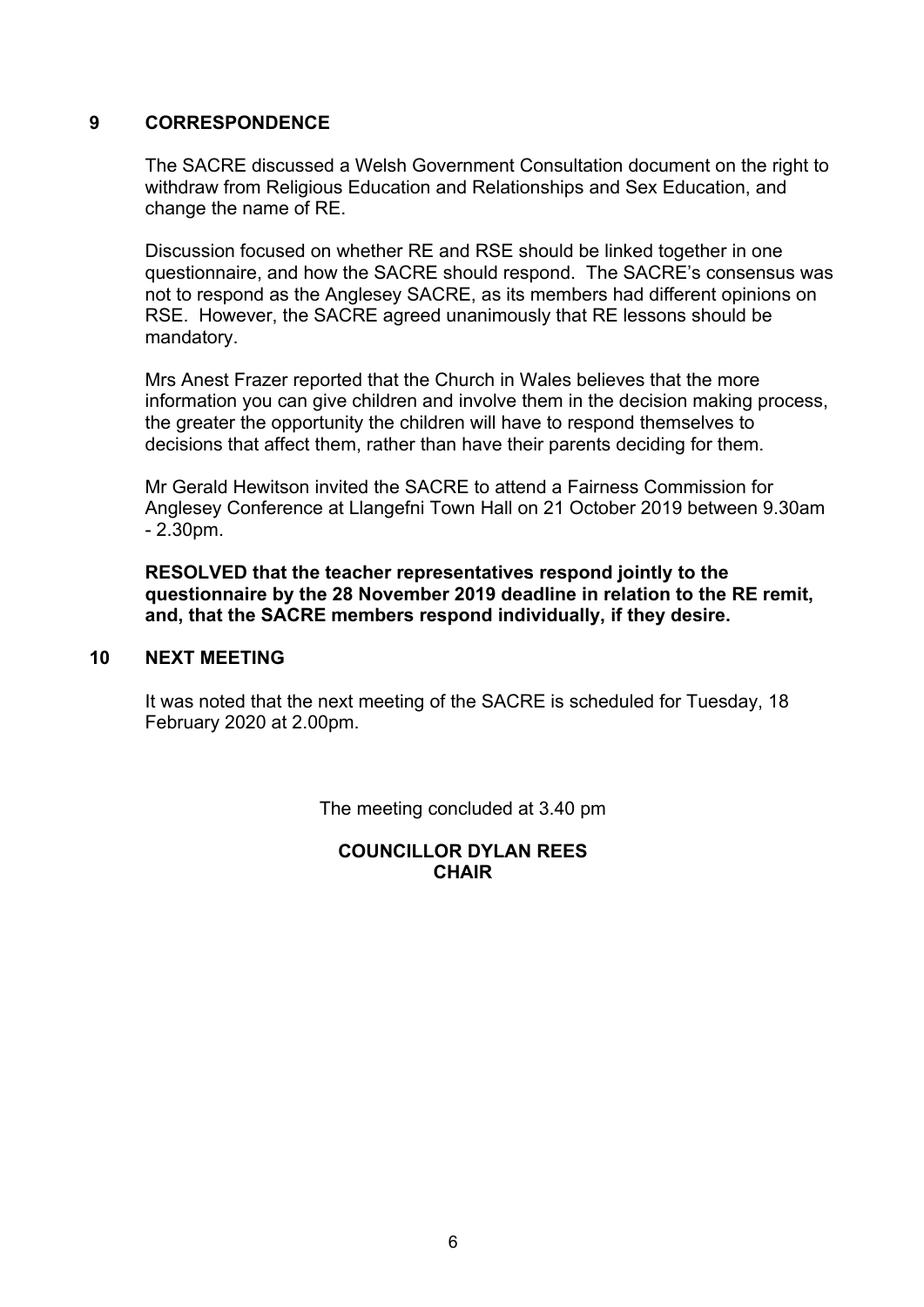## 9 CORRESPONDENCE

The SACRE discussed a Welsh Government Consultation document on the right to withdraw from Religious Education and Relationships and Sex Education, and change the name of RE.

Discussion focused on whether RE and RSE should be linked together in one questionnaire, and how the SACRE should respond. The SACRE's consensus was not to respond as the Anglesey SACRE, as its members had different opinions on RSE. However, the SACRE agreed unanimously that RE lessons should be mandatory.

Mrs Anest Frazer reported that the Church in Wales believes that the more information you can give children and involve them in the decision making process, the greater the opportunity the children will have to respond themselves to decisions that affect them, rather than have their parents deciding for them.

Mr Gerald Hewitson invited the SACRE to attend a Fairness Commission for Anglesey Conference at Llangefni Town Hall on 21 October 2019 between 9.30am - 2.30pm.

**RESOLVED that the teacher representatives respond jointly to the questionnaire by the 28 November 2019 deadline in relation to the RE remit, and, that the SACRE members respond individually, if they desire.**

## 10 NEXT MEETING

It was noted that the next meeting of the SACRE is scheduled for Tuesday, 18 February 2020 at 2.00pm.

The meeting concluded at 3.40 pm

**COUNCILLOR DYLAN REES**
**CHAIR**